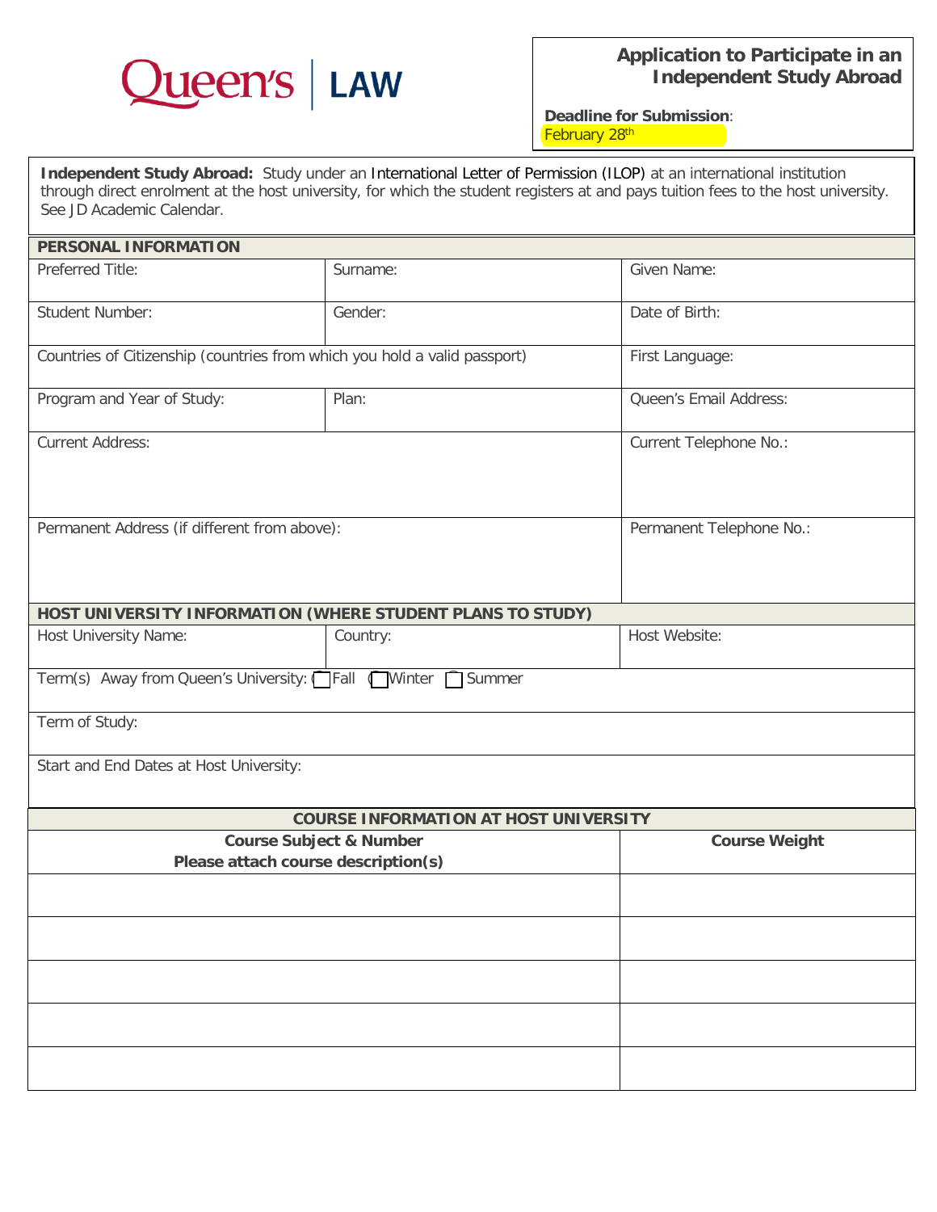Queen's | LAW

# Application to Participate in an Independent Study Abroad

**Deadline for Submission**: February 28th

**Independent Study Abroad:** Study under an International Letter of Permission (ILOP) at an international institution through direct enrolment at the host university, for which the student registers at and pays tuition fees to the host university. See JD Academic Calendar.

| **PERSONAL INFORMATION** | | |
|---|---|---|
| Preferred Title: | Surname: | Given Name: |
| Student Number: | Gender: | Date of Birth: |
| Countries of Citizenship (countries from which you hold a valid passport) | | First Language: |
| Program and Year of Study: | Plan: | Queen's Email Address: |
| Current Address: | | Current Telephone No.: |
| Permanent Address (if different from above): | | Permanent Telephone No.: |

| **HOST UNIVERSITY INFORMATION (WHERE STUDENT PLANS TO STUDY)** | | |
|---|---|---|
| Host University Name: | Country: | Host Website: |
| Term(s) Away from Queen's University: ☐ Fall ☐ Winter ☐ Summer | | |
| Term of Study: | | |
| Start and End Dates at Host University: | | |

| **COURSE INFORMATION AT HOST UNIVERSITY** | |
|---|---|
| **Course Subject & Number**<br>**Please attach course description(s)** | **Course Weight** |
| | |
| | |
| | |
| | |
| | |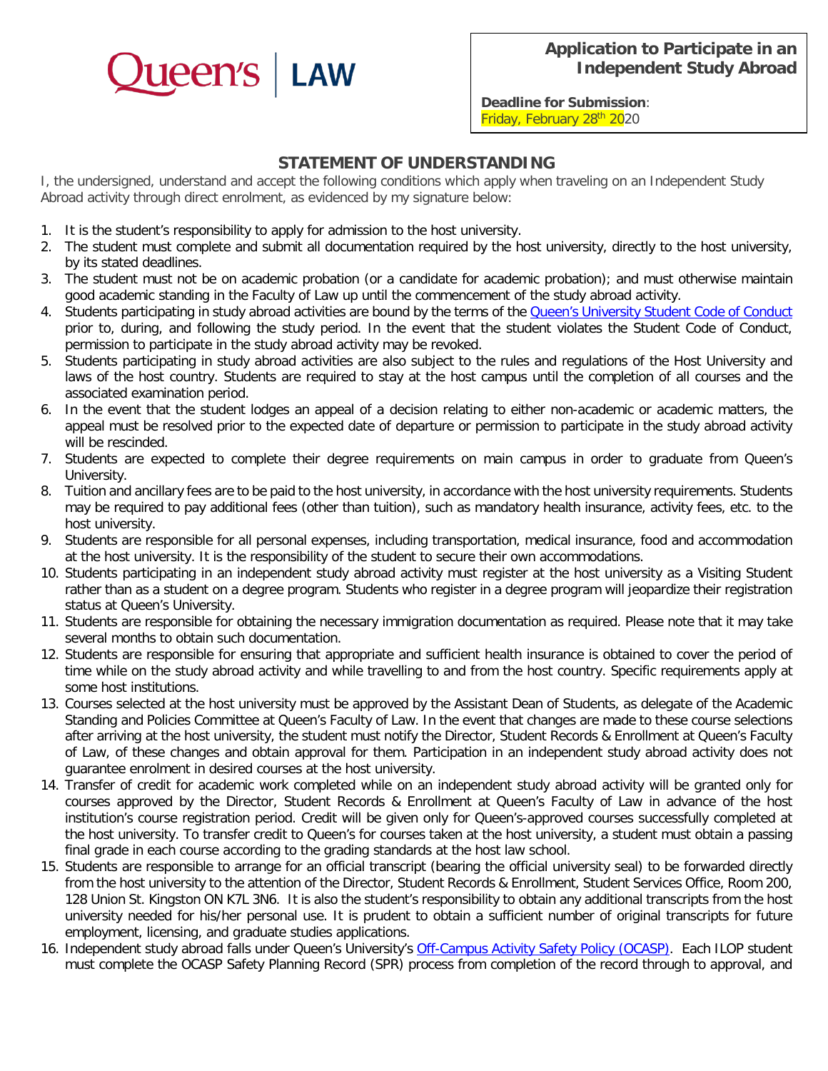Queen's | LAW

**Application to Participate in an Independent Study Abroad**

**Deadline for Submission**: Friday, February 28th 2020

## STATEMENT OF UNDERSTANDING

I, the undersigned, understand and accept the following conditions which apply when traveling on an Independent Study Abroad activity through direct enrolment, as evidenced by my signature below:

1. It is the student's responsibility to apply for admission to the host university.
2. The student must complete and submit all documentation required by the host university, directly to the host university, by its stated deadlines.
3. The student must not be on academic probation (or a candidate for academic probation); and must otherwise maintain good academic standing in the Faculty of Law up until the commencement of the study abroad activity.
4. Students participating in study abroad activities are bound by the terms of the [Queen's University Student Code of Conduct] prior to, during, and following the study period. In the event that the student violates the Student Code of Conduct, permission to participate in the study abroad activity may be revoked.
5. Students participating in study abroad activities are also subject to the rules and regulations of the Host University and laws of the host country. Students are required to stay at the host campus until the completion of all courses and the associated examination period.
6. In the event that the student lodges an appeal of a decision relating to either non-academic or academic matters, the appeal must be resolved prior to the expected date of departure or permission to participate in the study abroad activity will be rescinded.
7. Students are expected to complete their degree requirements on main campus in order to graduate from Queen's University.
8. Tuition and ancillary fees are to be paid to the host university, in accordance with the host university requirements. Students may be required to pay additional fees (other than tuition), such as mandatory health insurance, activity fees, etc. to the host university.
9. Students are responsible for all personal expenses, including transportation, medical insurance, food and accommodation at the host university. It is the responsibility of the student to secure their own accommodations.
10. Students participating in an independent study abroad activity must register at the host university as a Visiting Student rather than as a student on a degree program. Students who register in a degree program will jeopardize their registration status at Queen's University.
11. Students are responsible for obtaining the necessary immigration documentation as required. Please note that it may take several months to obtain such documentation.
12. Students are responsible for ensuring that appropriate and sufficient health insurance is obtained to cover the period of time while on the study abroad activity and while travelling to and from the host country. Specific requirements apply at some host institutions.
13. Courses selected at the host university must be approved by the Assistant Dean of Students, as delegate of the Academic Standing and Policies Committee at Queen's Faculty of Law. In the event that changes are made to these course selections after arriving at the host university, the student must notify the Director, Student Records & Enrollment at Queen's Faculty of Law, of these changes and obtain approval for them. Participation in an independent study abroad activity does not guarantee enrolment in desired courses at the host university.
14. Transfer of credit for academic work completed while on an independent study abroad activity will be granted only for courses approved by the Director, Student Records & Enrollment at Queen's Faculty of Law in advance of the host institution's course registration period. Credit will be given only for Queen's-approved courses successfully completed at the host university. To transfer credit to Queen's for courses taken at the host university, a student must obtain a passing final grade in each course according to the grading standards at the host law school.
15. Students are responsible to arrange for an official transcript (bearing the official university seal) to be forwarded directly from the host university to the attention of the Director, Student Records & Enrollment, Student Services Office, Room 200, 128 Union St. Kingston ON K7L 3N6. It is also the student's responsibility to obtain any additional transcripts from the host university needed for his/her personal use. It is prudent to obtain a sufficient number of original transcripts for future employment, licensing, and graduate studies applications.
16. Independent study abroad falls under Queen's University's [Off-Campus Activity Safety Policy (OCASP)]. Each ILOP student must complete the OCASP Safety Planning Record (SPR) process from completion of the record through to approval, and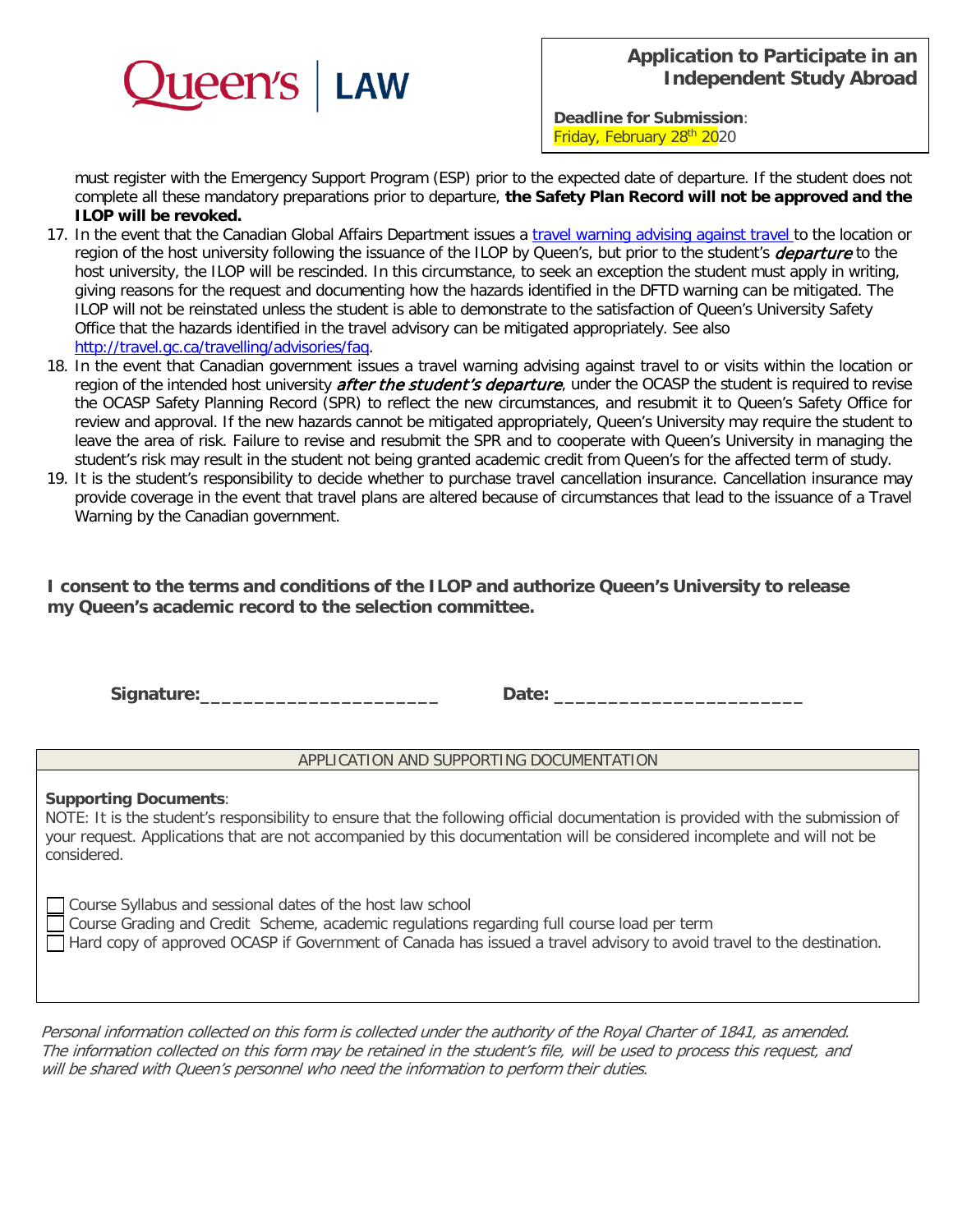must register with the Emergency Support Program (ESP) prior to the expected date of departure. If the student does not complete all these mandatory preparations prior to departure, **the Safety Plan Record will not be approved and the ILOP will be revoked.**

17. In the event that the Canadian Global Affairs Department issues a travel warning advising against travel to the location or region of the host university following the issuance of the ILOP by Queen's, but prior to the student's *departure* to the host university, the ILOP will be rescinded. In this circumstance, to seek an exception the student must apply in writing, giving reasons for the request and documenting how the hazards identified in the DFTD warning can be mitigated. The ILOP will not be reinstated unless the student is able to demonstrate to the satisfaction of Queen's University Safety Office that the hazards identified in the travel advisory can be mitigated appropriately. See also http://travel.gc.ca/travelling/advisories/faq.
18. In the event that Canadian government issues a travel warning advising against travel to or visits within the location or region of the intended host university ***after the student's departure***, under the OCASP the student is required to revise the OCASP Safety Planning Record (SPR) to reflect the new circumstances, and resubmit it to Queen's Safety Office for review and approval. If the new hazards cannot be mitigated appropriately, Queen's University may require the student to leave the area of risk. Failure to revise and resubmit the SPR and to cooperate with Queen's University in managing the student's risk may result in the student not being granted academic credit from Queen's for the affected term of study.
19. It is the student's responsibility to decide whether to purchase travel cancellation insurance. Cancellation insurance may provide coverage in the event that travel plans are altered because of circumstances that lead to the issuance of a Travel Warning by the Canadian government.

**I consent to the terms and conditions of the ILOP and authorize Queen's University to release my Queen's academic record to the selection committee.**

**Signature:**______________________ **Date:** ______________________

| APPLICATION AND SUPPORTING DOCUMENTATION |
| --- |
| **Supporting Documents**:<br>NOTE: It is the student's responsibility to ensure that the following official documentation is provided with the submission of your request. Applications that are not accompanied by this documentation will be considered incomplete and will not be considered.<br><br>☐ Course Syllabus and sessional dates of the host law school<br>☐ Course Grading and Credit Scheme, academic regulations regarding full course load per term<br>☐ Hard copy of approved OCASP if Government of Canada has issued a travel advisory to avoid travel to the destination. |

*Personal information collected on this form is collected under the authority of the Royal Charter of 1841, as amended. The information collected on this form may be retained in the student's file, will be used to process this request, and will be shared with Queen's personnel who need the information to perform their duties.*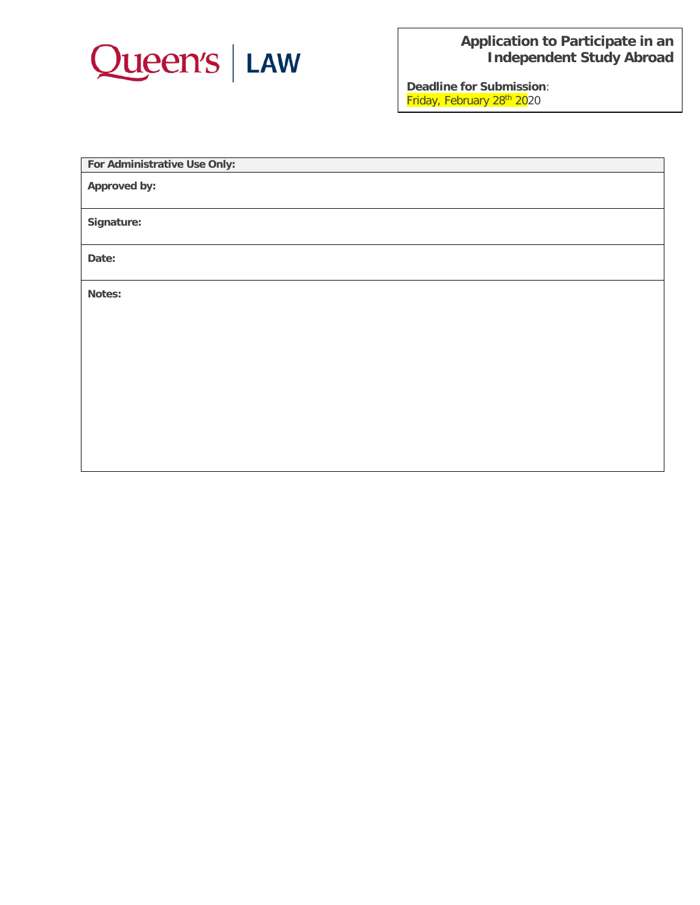Queen's | LAW

**Application to Participate in an Independent Study Abroad**

**Deadline for Submission**:
Friday, February 28th 2020

| For Administrative Use Only: |
|---|
| **Approved by:** |
| **Signature:** |
| **Date:** |
| **Notes:** |